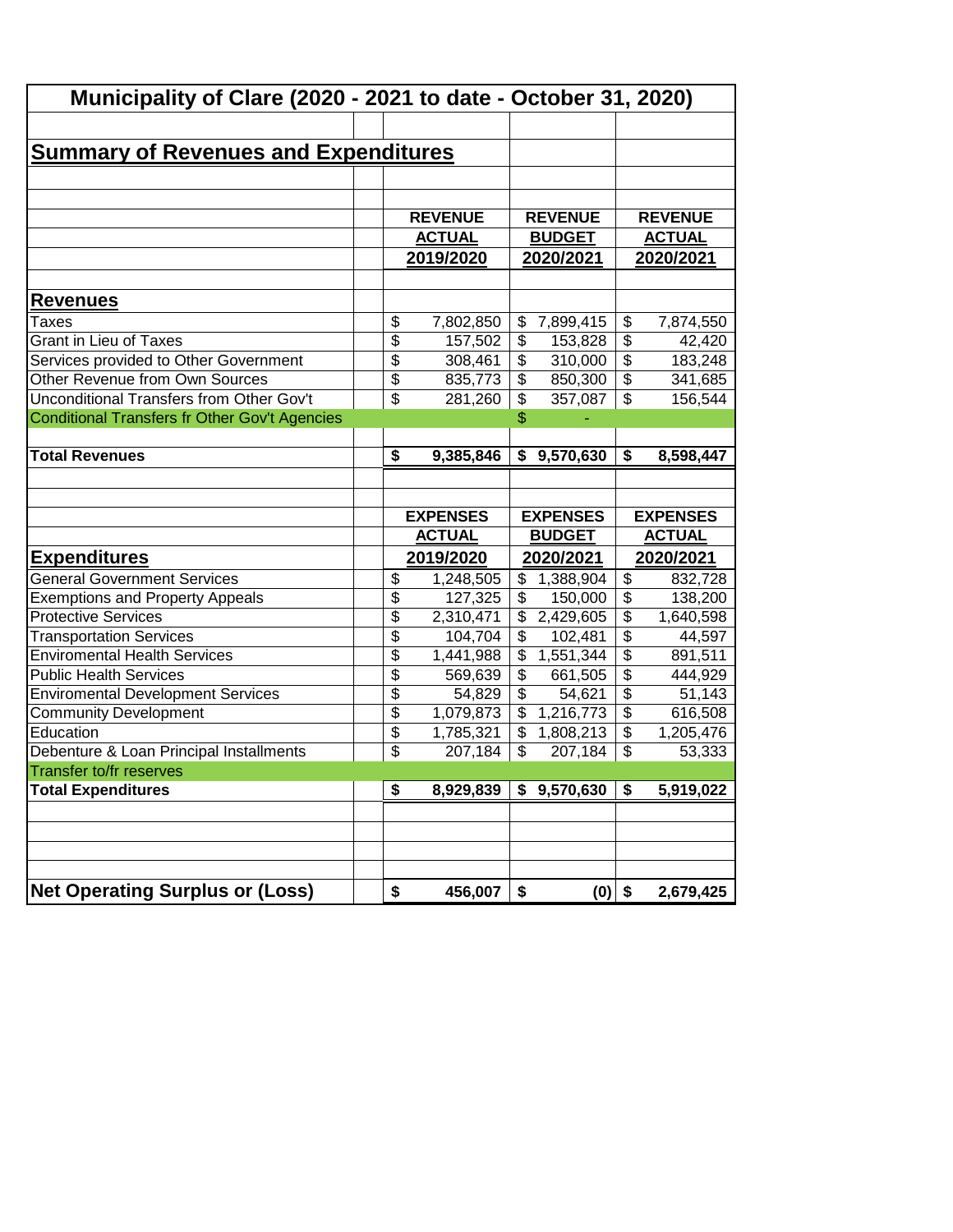# Municipality of Clare (2020 - 2021 to date - October 31, 2020)

## Summary of Revenues and Expenditures

| | REVENUE ACTUAL 2019/2020 | REVENUE BUDGET 2020/2021 | REVENUE ACTUAL 2020/2021 |
|---|---|---|---|
| **Revenues** | | | |
| Taxes | $ 7,802,850 | $ 7,899,415 | $ 7,874,550 |
| Grant in Lieu of Taxes | $ 157,502 | $ 153,828 | $ 42,420 |
| Services provided to Other Government | $ 308,461 | $ 310,000 | $ 183,248 |
| Other Revenue from Own Sources | $ 835,773 | $ 850,300 | $ 341,685 |
| Unconditional Transfers from Other Gov't | $ 281,260 | $ 357,087 | $ 156,544 |
| Conditional Transfers fr Other Gov't Agencies | | $ - | |
| **Total Revenues** | **$ 9,385,846** | **$ 9,570,630** | **$ 8,598,447** |

| | EXPENSES ACTUAL 2019/2020 | EXPENSES BUDGET 2020/2021 | EXPENSES ACTUAL 2020/2021 |
|---|---|---|---|
| **Expenditures** | | | |
| General Government Services | $ 1,248,505 | $ 1,388,904 | $ 832,728 |
| Exemptions and Property Appeals | $ 127,325 | $ 150,000 | $ 138,200 |
| Protective Services | $ 2,310,471 | $ 2,429,605 | $ 1,640,598 |
| Transportation Services | $ 104,704 | $ 102,481 | $ 44,597 |
| Enviromental Health Services | $ 1,441,988 | $ 1,551,344 | $ 891,511 |
| Public Health Services | $ 569,639 | $ 661,505 | $ 444,929 |
| Enviromental Development Services | $ 54,829 | $ 54,621 | $ 51,143 |
| Community Development | $ 1,079,873 | $ 1,216,773 | $ 616,508 |
| Education | $ 1,785,321 | $ 1,808,213 | $ 1,205,476 |
| Debenture & Loan Principal Installments | $ 207,184 | $ 207,184 | $ 53,333 |
| Transfer to/fr reserves | | | |
| **Total Expenditures** | **$ 8,929,839** | **$ 9,570,630** | **$ 5,919,022** |
| | | | |
| **Net Operating Surplus or (Loss)** | **$ 456,007** | **$ (0)** | **$ 2,679,425** |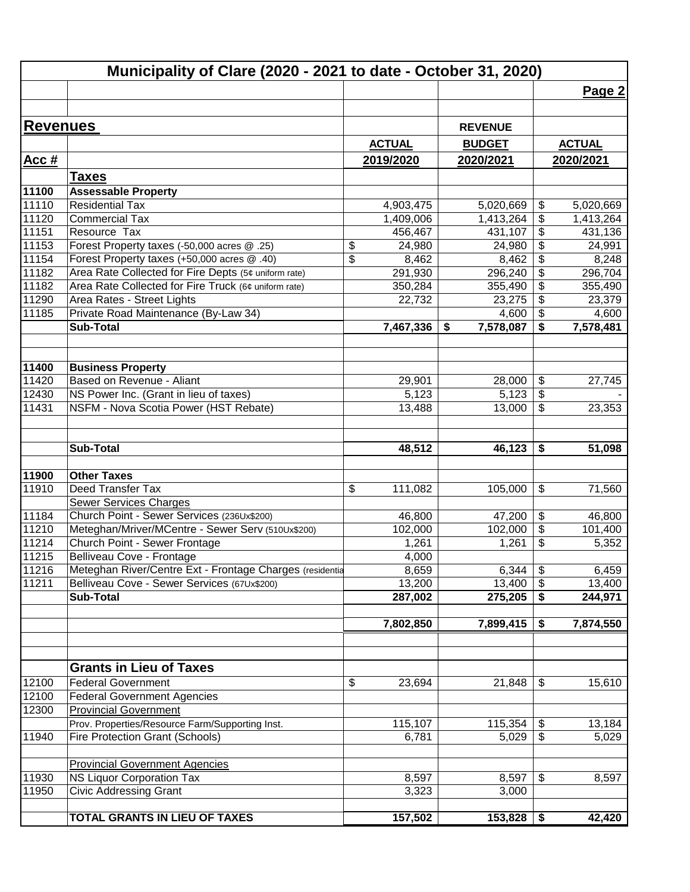# Municipality of Clare (2020 - 2021 to date - October 31, 2020)

## Revenues

| Acc # | | ACTUAL 2019/2020 | REVENUE BUDGET 2020/2021 | ACTUAL 2020/2021 |
|---|---|---|---|---|
| | **Taxes** | | | |
| 11100 | **Assessable Property** | | | |
| 11110 | Residential Tax | 4,903,475 | 5,020,669 | $ 5,020,669 |
| 11120 | Commercial Tax | 1,409,006 | 1,413,264 | $ 1,413,264 |
| 11151 | Resource Tax | 456,467 | 431,107 | $ 431,136 |
| 11153 | Forest Property taxes (-50,000 acres @ .25) | $ 24,980 | 24,980 | $ 24,991 |
| 11154 | Forest Property taxes (+50,000 acres @ .40) | $ 8,462 | 8,462 | $ 8,248 |
| 11182 | Area Rate Collected for Fire Depts (5¢ uniform rate) | 291,930 | 296,240 | $ 296,704 |
| 11182 | Area Rate Collected for Fire Truck (6¢ uniform rate) | 350,284 | 355,490 | $ 355,490 |
| 11290 | Area Rates - Street Lights | 22,732 | 23,275 | $ 23,379 |
| 11185 | Private Road Maintenance (By-Law 34) | | 4,600 | $ 4,600 |
| | **Sub-Total** | **7,467,336** | **$ 7,578,087** | **$ 7,578,481** |
| | | | | |
| 11400 | **Business Property** | | | |
| 11420 | Based on Revenue - Aliant | 29,901 | 28,000 | $ 27,745 |
| 12430 | NS Power Inc. (Grant in lieu of taxes) | 5,123 | 5,123 | $ - |
| 11431 | NSFM - Nova Scotia Power (HST Rebate) | 13,488 | 13,000 | $ 23,353 |
| | **Sub-Total** | **48,512** | **46,123** | **$ 51,098** |
| | | | | |
| 11900 | **Other Taxes** | | | |
| 11910 | Deed Transfer Tax | $ 111,082 | 105,000 | $ 71,560 |
| | Sewer Services Charges | | | |
| 11184 | Church Point - Sewer Services (236Ux$200) | 46,800 | 47,200 | $ 46,800 |
| 11210 | Meteghan/Mriver/MCentre - Sewer Serv (510Ux$200) | 102,000 | 102,000 | $ 101,400 |
| 11214 | Church Point - Sewer Frontage | 1,261 | 1,261 | $ 5,352 |
| 11215 | Belliveau Cove - Frontage | 4,000 | | |
| 11216 | Meteghan River/Centre Ext - Frontage Charges (residentia | 8,659 | 6,344 | $ 6,459 |
| 11211 | Belliveau Cove - Sewer Services (67Ux$200) | 13,200 | 13,400 | $ 13,400 |
| | **Sub-Total** | **287,002** | **275,205** | **$ 244,971** |
| | | | | |
| | | **7,802,850** | **7,899,415** | **$ 7,874,550** |
| | | | | |
| | **Grants in Lieu of Taxes** | | | |
| 12100 | Federal Government | $ 23,694 | 21,848 | $ 15,610 |
| 12100 | Federal Government Agencies | | | |
| 12300 | Provincial Government | | | |
| | Prov. Properties/Resource Farm/Supporting Inst. | 115,107 | 115,354 | $ 13,184 |
| 11940 | Fire Protection Grant (Schools) | 6,781 | 5,029 | $ 5,029 |
| | | | | |
| | Provincial Government Agencies | | | |
| 11930 | NS Liquor Corporation Tax | 8,597 | 8,597 | $ 8,597 |
| 11950 | Civic Addressing Grant | 3,323 | 3,000 | |
| | | | | |
| | **TOTAL GRANTS IN LIEU OF TAXES** | **157,502** | **153,828** | **$ 42,420** |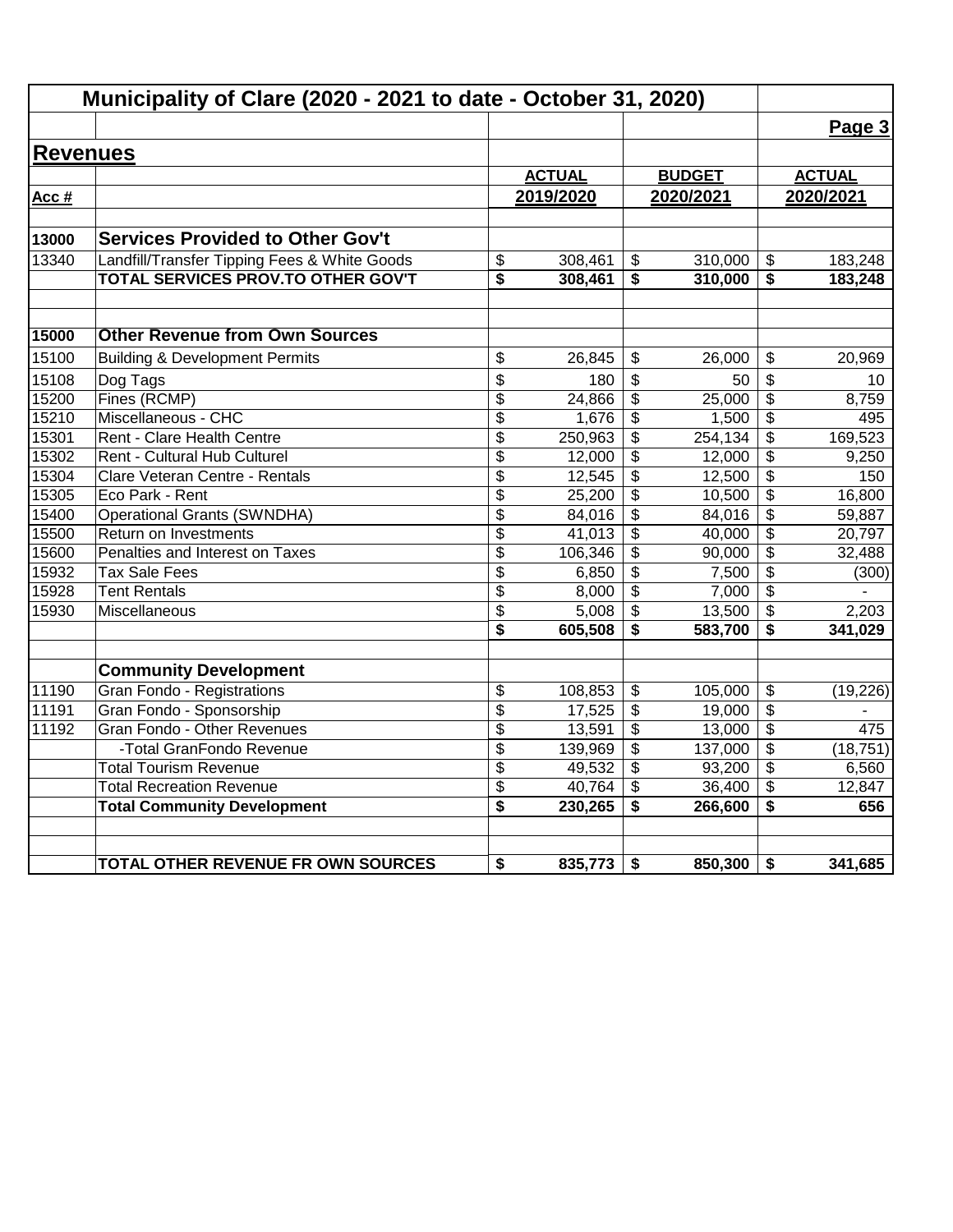# Municipality of Clare (2020 - 2021 to date - October 31, 2020)

## Revenues

| Acc # | | ACTUAL 2019/2020 | BUDGET 2020/2021 | ACTUAL 2020/2021 |
|---|---|---|---|---|
| **13000** | **Services Provided to Other Gov't** | | | |
| 13340 | Landfill/Transfer Tipping Fees & White Goods | $ 308,461 | $ 310,000 | $ 183,248 |
| | **TOTAL SERVICES PROV.TO OTHER GOV'T** | **$ 308,461** | **$ 310,000** | **$ 183,248** |
| | | | | |
| **15000** | **Other Revenue from Own Sources** | | | |
| 15100 | Building & Development Permits | $ 26,845 | $ 26,000 | $ 20,969 |
| 15108 | Dog Tags | $ 180 | $ 50 | $ 10 |
| 15200 | Fines (RCMP) | $ 24,866 | $ 25,000 | $ 8,759 |
| 15210 | Miscellaneous - CHC | $ 1,676 | $ 1,500 | $ 495 |
| 15301 | Rent - Clare Health Centre | $ 250,963 | $ 254,134 | $ 169,523 |
| 15302 | Rent - Cultural Hub Culturel | $ 12,000 | $ 12,000 | $ 9,250 |
| 15304 | Clare Veteran Centre - Rentals | $ 12,545 | $ 12,500 | $ 150 |
| 15305 | Eco Park - Rent | $ 25,200 | $ 10,500 | $ 16,800 |
| 15400 | Operational Grants (SWNDHA) | $ 84,016 | $ 84,016 | $ 59,887 |
| 15500 | Return on Investments | $ 41,013 | $ 40,000 | $ 20,797 |
| 15600 | Penalties and Interest on Taxes | $ 106,346 | $ 90,000 | $ 32,488 |
| 15932 | Tax Sale Fees | $ 6,850 | $ 7,500 | $ (300) |
| 15928 | Tent Rentals | $ 8,000 | $ 7,000 | $ - |
| 15930 | Miscellaneous | $ 5,008 | $ 13,500 | $ 2,203 |
| | | **$ 605,508** | **$ 583,700** | **$ 341,029** |
| | | | | |
| | **Community Development** | | | |
| 11190 | Gran Fondo - Registrations | $ 108,853 | $ 105,000 | $ (19,226) |
| 11191 | Gran Fondo - Sponsorship | $ 17,525 | $ 19,000 | $ - |
| 11192 | Gran Fondo - Other Revenues | $ 13,591 | $ 13,000 | $ 475 |
| | -Total GranFondo Revenue | $ 139,969 | $ 137,000 | $ (18,751) |
| | Total Tourism Revenue | $ 49,532 | $ 93,200 | $ 6,560 |
| | Total Recreation Revenue | $ 40,764 | $ 36,400 | $ 12,847 |
| | **Total Community Development** | **$ 230,265** | **$ 266,600** | **$ 656** |
| | | | | |
| | **TOTAL OTHER REVENUE FR OWN SOURCES** | **$ 835,773** | **$ 850,300** | **$ 341,685** |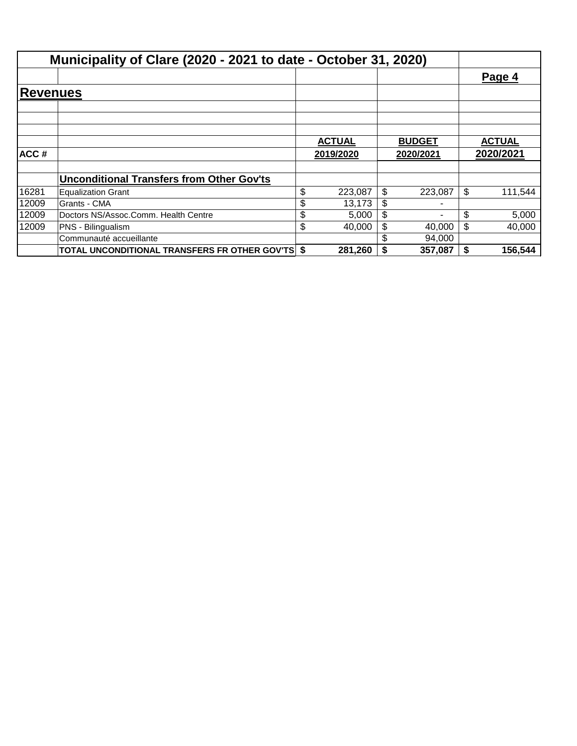# Municipality of Clare (2020 - 2021 to date - October 31, 2020)

Page 4

## Revenues

| ACC # | | ACTUAL 2019/2020 | BUDGET 2020/2021 | ACTUAL 2020/2021 |
|---|---|---|---|---|
| | **Unconditional Transfers from Other Gov'ts** | | | |
| 16281 | Equalization Grant | $ 223,087 | $ 223,087 | $ 111,544 |
| 12009 | Grants - CMA | $ 13,173 | $ - | |
| 12009 | Doctors NS/Assoc.Comm. Health Centre | $ 5,000 | $ - | $ 5,000 |
| 12009 | PNS - Bilingualism | $ 40,000 | $ 40,000 | $ 40,000 |
| | Communauté accueillante | | $ 94,000 | |
| | **TOTAL UNCONDITIONAL TRANSFERS FR OTHER GOV'TS** | **$ 281,260** | **$ 357,087** | **$ 156,544** |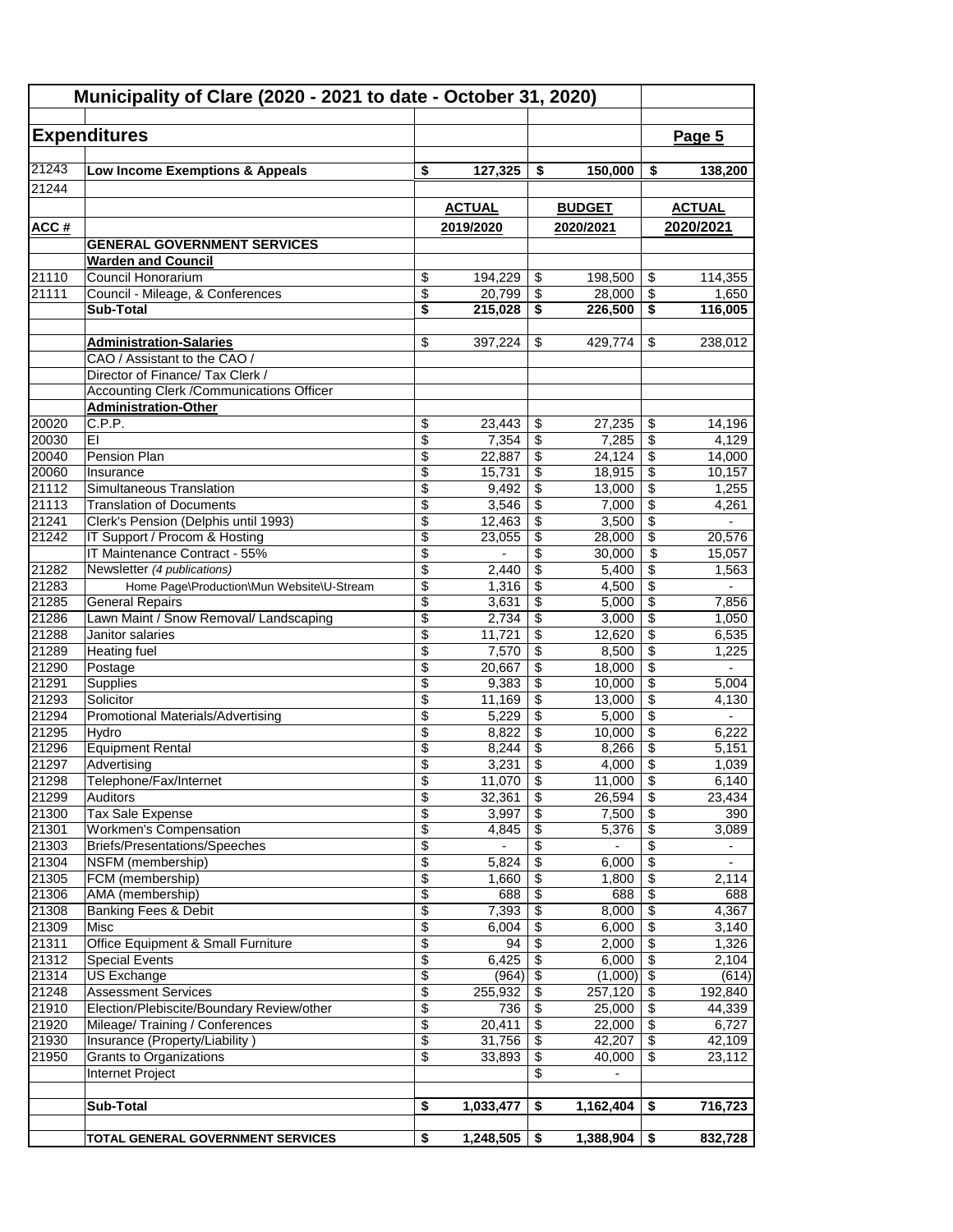# Municipality of Clare (2020 - 2021 to date - October 31, 2020)

## Expenditures

Page 5

| ACC # | | ACTUAL 2019/2020 | BUDGET 2020/2021 | ACTUAL 2020/2021 |
|---|---|---|---|---|
| 21243 | **Low Income Exemptions & Appeals** | **$ 127,325** | **$ 150,000** | **$ 138,200** |
| 21244 | | | | |
| | **GENERAL GOVERNMENT SERVICES** | | | |
| | **Warden and Council** | | | |
| 21110 | Council Honorarium | $ 194,229 | $ 198,500 | $ 114,355 |
| 21111 | Council - Mileage, & Conferences | $ 20,799 | $ 28,000 | $ 1,650 |
| | **Sub-Total** | **$ 215,028** | **$ 226,500** | **$ 116,005** |
| | | | | |
| | **Administration-Salaries** | $ 397,224 | $ 429,774 | $ 238,012 |
| | CAO / Assistant to the CAO / | | | |
| | Director of Finance/ Tax Clerk / | | | |
| | Accounting Clerk /Communications Officer | | | |
| | **Administration-Other** | | | |
| 20020 | C.P.P. | $ 23,443 | $ 27,235 | $ 14,196 |
| 20030 | EI | $ 7,354 | $ 7,285 | $ 4,129 |
| 20040 | Pension Plan | $ 22,887 | $ 24,124 | $ 14,000 |
| 20060 | Insurance | $ 15,731 | $ 18,915 | $ 10,157 |
| 21112 | Simultaneous Translation | $ 9,492 | $ 13,000 | $ 1,255 |
| 21113 | Translation of Documents | $ 3,546 | $ 7,000 | $ 4,261 |
| 21241 | Clerk's Pension (Delphis until 1993) | $ 12,463 | $ 3,500 | $ - |
| 21242 | IT Support / Procom & Hosting | $ 23,055 | $ 28,000 | $ 20,576 |
| | IT Maintenance Contract - 55% | $ - | $ 30,000 | $ 15,057 |
| 21282 | Newsletter *(4 publications)* | $ 2,440 | $ 5,400 | $ 1,563 |
| 21283 | Home Page\Production\Mun Website\U-Stream | $ 1,316 | $ 4,500 | $ - |
| 21285 | General Repairs | $ 3,631 | $ 5,000 | $ 7,856 |
| 21286 | Lawn Maint / Snow Removal/ Landscaping | $ 2,734 | $ 3,000 | $ 1,050 |
| 21288 | Janitor salaries | $ 11,721 | $ 12,620 | $ 6,535 |
| 21289 | Heating fuel | $ 7,570 | $ 8,500 | $ 1,225 |
| 21290 | Postage | $ 20,667 | $ 18,000 | $ - |
| 21291 | Supplies | $ 9,383 | $ 10,000 | $ 5,004 |
| 21293 | Solicitor | $ 11,169 | $ 13,000 | $ 4,130 |
| 21294 | Promotional Materials/Advertising | $ 5,229 | $ 5,000 | $ - |
| 21295 | Hydro | $ 8,822 | $ 10,000 | $ 6,222 |
| 21296 | Equipment Rental | $ 8,244 | $ 8,266 | $ 5,151 |
| 21297 | Advertising | $ 3,231 | $ 4,000 | $ 1,039 |
| 21298 | Telephone/Fax/Internet | $ 11,070 | $ 11,000 | $ 6,140 |
| 21299 | Auditors | $ 32,361 | $ 26,594 | $ 23,434 |
| 21300 | Tax Sale Expense | $ 3,997 | $ 7,500 | $ 390 |
| 21301 | Workmen's Compensation | $ 4,845 | $ 5,376 | $ 3,089 |
| 21303 | Briefs/Presentations/Speeches | $ - | $ - | $ - |
| 21304 | NSFM (membership) | $ 5,824 | $ 6,000 | $ - |
| 21305 | FCM (membership) | $ 1,660 | $ 1,800 | $ 2,114 |
| 21306 | AMA (membership) | $ 688 | $ 688 | $ 688 |
| 21308 | Banking Fees & Debit | $ 7,393 | $ 8,000 | $ 4,367 |
| 21309 | Misc | $ 6,004 | $ 6,000 | $ 3,140 |
| 21311 | Office Equipment & Small Furniture | $ 94 | $ 2,000 | $ 1,326 |
| 21312 | Special Events | $ 6,425 | $ 6,000 | $ 2,104 |
| 21314 | US Exchange | $ (964) | $ (1,000) | $ (614) |
| 21248 | Assessment Services | $ 255,932 | $ 257,120 | $ 192,840 |
| 21910 | Election/Plebiscite/Boundary Review/other | $ 736 | $ 25,000 | $ 44,339 |
| 21920 | Mileage/ Training / Conferences | $ 20,411 | $ 22,000 | $ 6,727 |
| 21930 | Insurance (Property/Liability ) | $ 31,756 | $ 42,207 | $ 42,109 |
| 21950 | Grants to Organizations | $ 33,893 | $ 40,000 | $ 23,112 |
| | Internet Project | | $ - | |
| | | | | |
| | **Sub-Total** | **$ 1,033,477** | **$ 1,162,404** | **$ 716,723** |
| | | | | |
| | **TOTAL GENERAL GOVERNMENT SERVICES** | **$ 1,248,505** | **$ 1,388,904** | **$ 832,728** |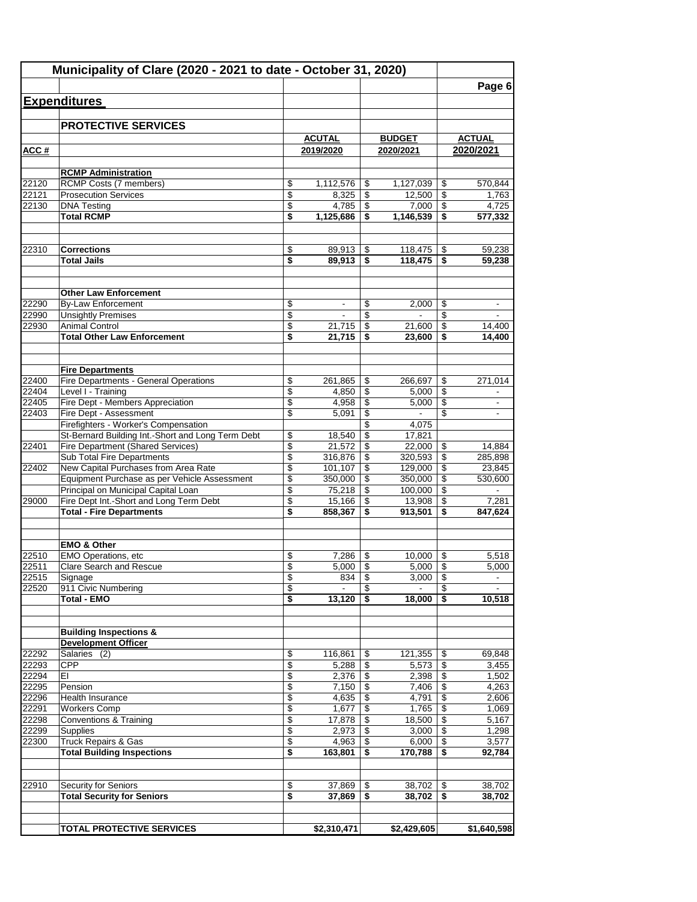# Municipality of Clare (2020 - 2021 to date - October 31, 2020)

## Expenditures

### PROTECTIVE SERVICES

| ACC # | | ACUTAL 2019/2020 | BUDGET 2020/2021 | ACTUAL 2020/2021 |
|---|---|---|---|---|
| | **RCMP Administration** | | | |
| 22120 | RCMP Costs (7 members) | $ 1,112,576 | $ 1,127,039 | $ 570,844 |
| 22121 | Prosecution Services | $ 8,325 | $ 12,500 | $ 1,763 |
| 22130 | DNA Testing | $ 4,785 | $ 7,000 | $ 4,725 |
| | **Total RCMP** | **$ 1,125,686** | **$ 1,146,539** | **$ 577,332** |
| | | | | |
| 22310 | **Corrections** | $ 89,913 | $ 118,475 | $ 59,238 |
| | **Total Jails** | **$ 89,913** | **$ 118,475** | **$ 59,238** |
| | | | | |
| | **Other Law Enforcement** | | | |
| 22290 | By-Law Enforcement | $ - | $ 2,000 | $ - |
| 22990 | Unsightly Premises | $ - | $ - | $ - |
| 22930 | Animal Control | $ 21,715 | $ 21,600 | $ 14,400 |
| | **Total Other Law Enforcement** | **$ 21,715** | **$ 23,600** | **$ 14,400** |
| | | | | |
| | **Fire Departments** | | | |
| 22400 | Fire Departments - General Operations | $ 261,865 | $ 266,697 | $ 271,014 |
| 22404 | Level I - Training | $ 4,850 | $ 5,000 | $ - |
| 22405 | Fire Dept - Members Appreciation | $ 4,958 | $ 5,000 | $ - |
| 22403 | Fire Dept - Assessment | $ 5,091 | $ - | $ - |
| | Firefighters - Worker's Compensation | | $ 4,075 | |
| | St-Bernard Building Int.-Short and Long Term Debt | $ 18,540 | $ 17,821 | |
| 22401 | Fire Department (Shared Services) | $ 21,572 | $ 22,000 | $ 14,884 |
| | Sub Total Fire Departments | $ 316,876 | $ 320,593 | $ 285,898 |
| 22402 | New Capital Purchases from Area Rate | $ 101,107 | $ 129,000 | $ 23,845 |
| | Equipment Purchase as per Vehicle Assessment | $ 350,000 | $ 350,000 | $ 530,600 |
| | Principal on Municipal Capital Loan | $ 75,218 | $ 100,000 | $ - |
| 29000 | Fire Dept Int.-Short and Long Term Debt | $ 15,166 | $ 13,908 | $ 7,281 |
| | **Total - Fire Departments** | **$ 858,367** | **$ 913,501** | **$ 847,624** |
| | | | | |
| | **EMO & Other** | | | |
| 22510 | EMO Operations, etc | $ 7,286 | $ 10,000 | $ 5,518 |
| 22511 | Clare Search and Rescue | $ 5,000 | $ 5,000 | $ 5,000 |
| 22515 | Signage | $ 834 | $ 3,000 | $ - |
| 22520 | 911 Civic Numbering | $ - | $ - | $ - |
| | **Total - EMO** | **$ 13,120** | **$ 18,000** | **$ 10,518** |
| | | | | |
| | **Building Inspections & Development Officer** | | | |
| 22292 | Salaries (2) | $ 116,861 | $ 121,355 | $ 69,848 |
| 22293 | CPP | $ 5,288 | $ 5,573 | $ 3,455 |
| 22294 | EI | $ 2,376 | $ 2,398 | $ 1,502 |
| 22295 | Pension | $ 7,150 | $ 7,406 | $ 4,263 |
| 22296 | Health Insurance | $ 4,635 | $ 4,791 | $ 2,606 |
| 22291 | Workers Comp | $ 1,677 | $ 1,765 | $ 1,069 |
| 22298 | Conventions & Training | $ 17,878 | $ 18,500 | $ 5,167 |
| 22299 | Supplies | $ 2,973 | $ 3,000 | $ 1,298 |
| 22300 | Truck Repairs & Gas | $ 4,963 | $ 6,000 | $ 3,577 |
| | **Total Building Inspections** | **$ 163,801** | **$ 170,788** | **$ 92,784** |
| | | | | |
| 22910 | Security for Seniors | $ 37,869 | $ 38,702 | $ 38,702 |
| | **Total Security for Seniors** | **$ 37,869** | **$ 38,702** | **$ 38,702** |
| | | | | |
| | **TOTAL PROTECTIVE SERVICES** | **$2,310,471** | **$2,429,605** | **$1,640,598** |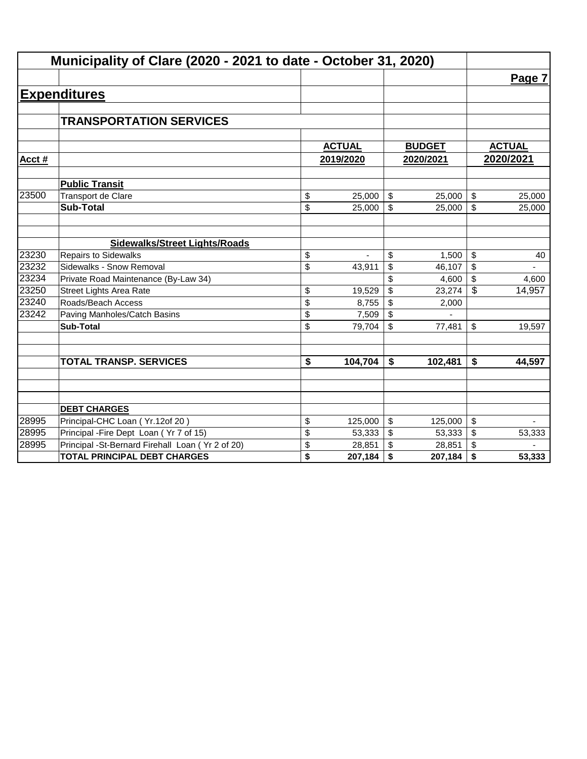# Municipality of Clare (2020 - 2021 to date - October 31, 2020)

**Page 7**

## Expenditures

### TRANSPORTATION SERVICES

| Acct # | | ACTUAL 2019/2020 | BUDGET 2020/2021 | ACTUAL 2020/2021 |
|---|---|---|---|---|
| | **Public Transit** | | | |
| 23500 | Transport de Clare | $ 25,000 | $ 25,000 | $ 25,000 |
| | **Sub-Total** | $ 25,000 | $ 25,000 | $ 25,000 |
| | | | | |
| | **Sidewalks/Street Lights/Roads** | | | |
| 23230 | Repairs to Sidewalks | $ - | $ 1,500 | $ 40 |
| 23232 | Sidewalks - Snow Removal | $ 43,911 | $ 46,107 | $ - |
| 23234 | Private Road Maintenance (By-Law 34) | | $ 4,600 | $ 4,600 |
| 23250 | Street Lights Area Rate | $ 19,529 | $ 23,274 | $ 14,957 |
| 23240 | Roads/Beach Access | $ 8,755 | $ 2,000 | |
| 23242 | Paving Manholes/Catch Basins | $ 7,509 | $ - | |
| | **Sub-Total** | $ 79,704 | $ 77,481 | $ 19,597 |
| | | | | |
| | **TOTAL TRANSP. SERVICES** | **$ 104,704** | **$ 102,481** | **$ 44,597** |
| | | | | |
| | **DEBT CHARGES** | | | |
| 28995 | Principal-CHC Loan ( Yr.12of 20 ) | $ 125,000 | $ 125,000 | $ - |
| 28995 | Principal -Fire Dept Loan ( Yr 7 of 15) | $ 53,333 | $ 53,333 | $ 53,333 |
| 28995 | Principal -St-Bernard Firehall Loan ( Yr 2 of 20) | $ 28,851 | $ 28,851 | $ - |
| | **TOTAL PRINCIPAL DEBT CHARGES** | **$ 207,184** | **$ 207,184** | **$ 53,333** |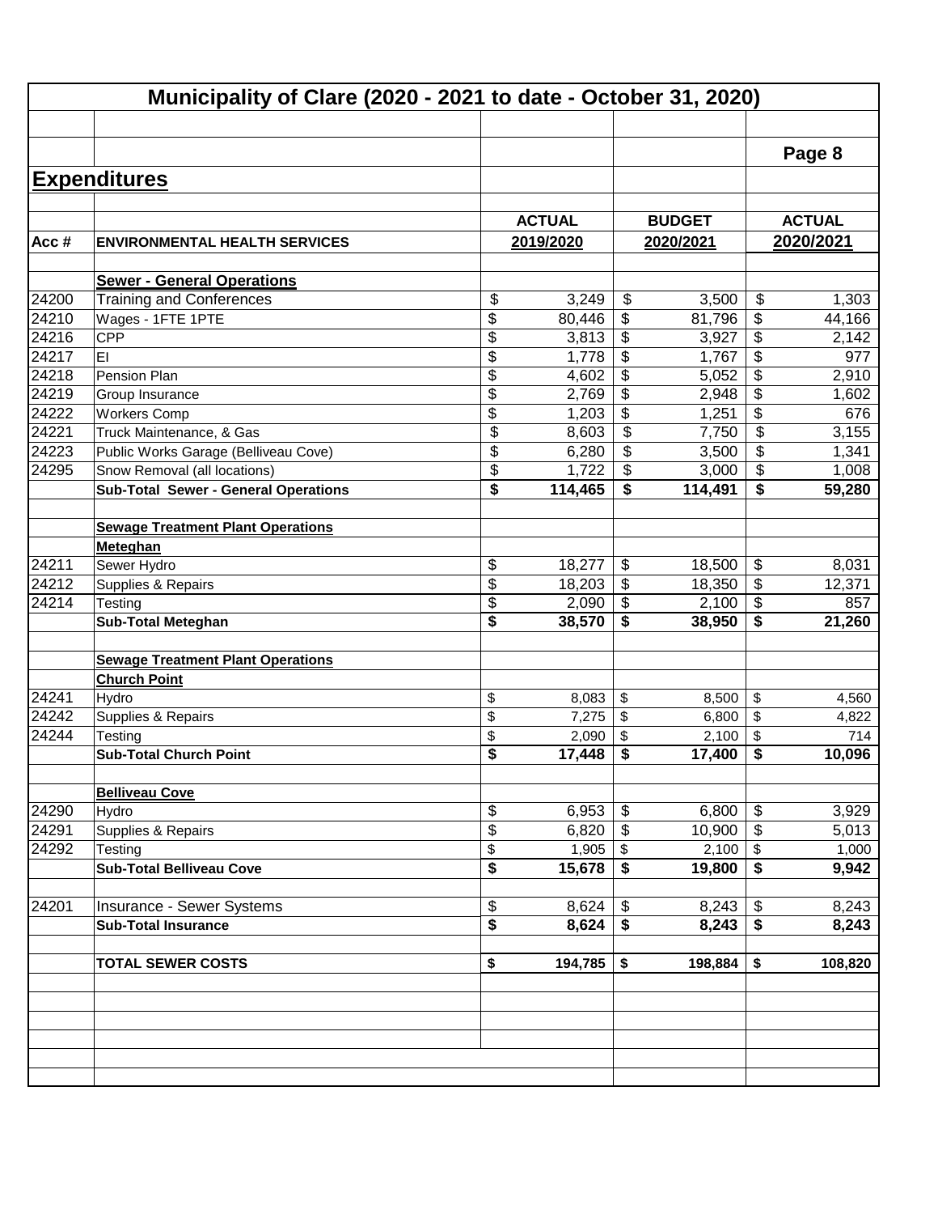# Municipality of Clare (2020 - 2021 to date - October 31, 2020)

## Expenditures

| Acc # | ENVIRONMENTAL HEALTH SERVICES | ACTUAL 2019/2020 | BUDGET 2020/2021 | ACTUAL 2020/2021 |
|---|---|---|---|---|
| | **Sewer - General Operations** | | | |
| 24200 | Training and Conferences | $ 3,249 | $ 3,500 | $ 1,303 |
| 24210 | Wages - 1FTE 1PTE | $ 80,446 | $ 81,796 | $ 44,166 |
| 24216 | CPP | $ 3,813 | $ 3,927 | $ 2,142 |
| 24217 | EI | $ 1,778 | $ 1,767 | $ 977 |
| 24218 | Pension Plan | $ 4,602 | $ 5,052 | $ 2,910 |
| 24219 | Group Insurance | $ 2,769 | $ 2,948 | $ 1,602 |
| 24222 | Workers Comp | $ 1,203 | $ 1,251 | $ 676 |
| 24221 | Truck Maintenance, & Gas | $ 8,603 | $ 7,750 | $ 3,155 |
| 24223 | Public Works Garage (Belliveau Cove) | $ 6,280 | $ 3,500 | $ 1,341 |
| 24295 | Snow Removal (all locations) | $ 1,722 | $ 3,000 | $ 1,008 |
| | **Sub-Total Sewer - General Operations** | **$ 114,465** | **$ 114,491** | **$ 59,280** |
| | **Sewage Treatment Plant Operations** | | | |
| | **Meteghan** | | | |
| 24211 | Sewer Hydro | $ 18,277 | $ 18,500 | $ 8,031 |
| 24212 | Supplies & Repairs | $ 18,203 | $ 18,350 | $ 12,371 |
| 24214 | Testing | $ 2,090 | $ 2,100 | $ 857 |
| | **Sub-Total Meteghan** | **$ 38,570** | **$ 38,950** | **$ 21,260** |
| | **Sewage Treatment Plant Operations** | | | |
| | **Church Point** | | | |
| 24241 | Hydro | $ 8,083 | $ 8,500 | $ 4,560 |
| 24242 | Supplies & Repairs | $ 7,275 | $ 6,800 | $ 4,822 |
| 24244 | Testing | $ 2,090 | $ 2,100 | $ 714 |
| | **Sub-Total Church Point** | **$ 17,448** | **$ 17,400** | **$ 10,096** |
| | **Belliveau Cove** | | | |
| 24290 | Hydro | $ 6,953 | $ 6,800 | $ 3,929 |
| 24291 | Supplies & Repairs | $ 6,820 | $ 10,900 | $ 5,013 |
| 24292 | Testing | $ 1,905 | $ 2,100 | $ 1,000 |
| | **Sub-Total Belliveau Cove** | **$ 15,678** | **$ 19,800** | **$ 9,942** |
| 24201 | Insurance - Sewer Systems | $ 8,624 | $ 8,243 | $ 8,243 |
| | **Sub-Total Insurance** | **$ 8,624** | **$ 8,243** | **$ 8,243** |
| | **TOTAL SEWER COSTS** | **$ 194,785** | **$ 198,884** | **$ 108,820** |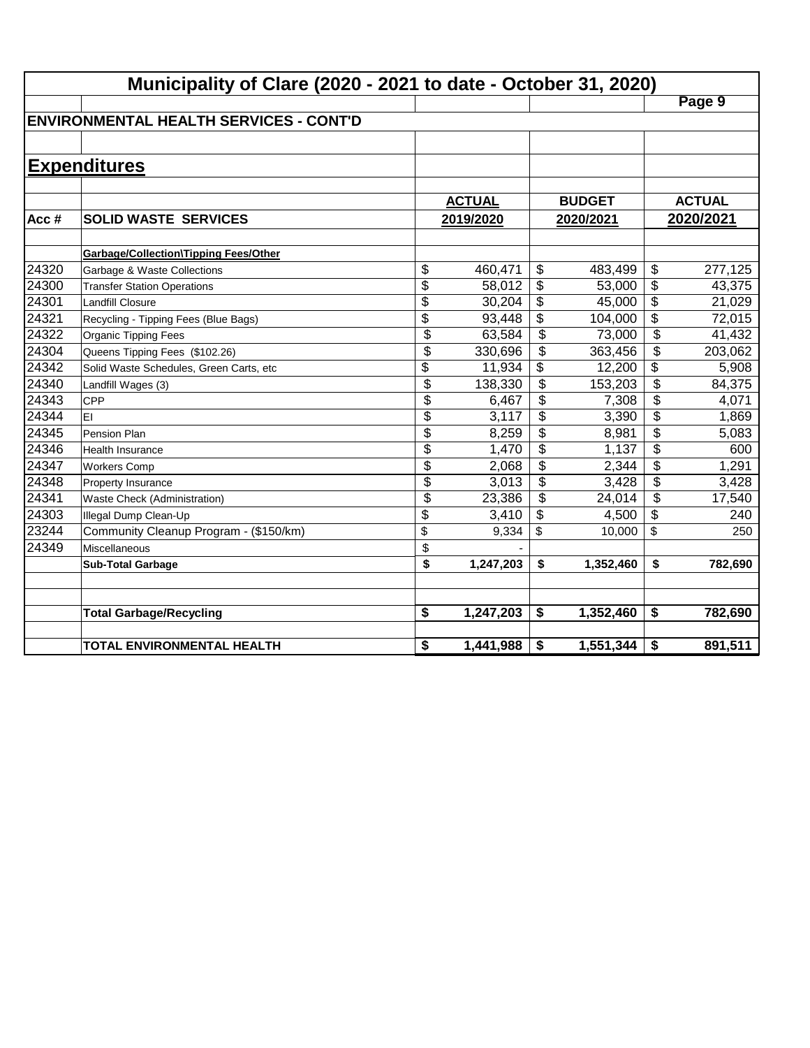# Municipality of Clare (2020 - 2021 to date - October 31, 2020)

## ENVIRONMENTAL HEALTH SERVICES - CONT'D

## Expenditures

| Acc # | SOLID WASTE SERVICES | ACTUAL 2019/2020 | BUDGET 2020/2021 | ACTUAL 2020/2021 |
|---|---|---|---|---|
| | **Garbage/Collection\Tipping Fees/Other** | | | |
| 24320 | Garbage & Waste Collections | $ 460,471 | $ 483,499 | $ 277,125 |
| 24300 | Transfer Station Operations | $ 58,012 | $ 53,000 | $ 43,375 |
| 24301 | Landfill Closure | $ 30,204 | $ 45,000 | $ 21,029 |
| 24321 | Recycling - Tipping Fees (Blue Bags) | $ 93,448 | $ 104,000 | $ 72,015 |
| 24322 | Organic Tipping Fees | $ 63,584 | $ 73,000 | $ 41,432 |
| 24304 | Queens Tipping Fees ($102.26) | $ 330,696 | $ 363,456 | $ 203,062 |
| 24342 | Solid Waste Schedules, Green Carts, etc | $ 11,934 | $ 12,200 | $ 5,908 |
| 24340 | Landfill Wages (3) | $ 138,330 | $ 153,203 | $ 84,375 |
| 24343 | CPP | $ 6,467 | $ 7,308 | $ 4,071 |
| 24344 | EI | $ 3,117 | $ 3,390 | $ 1,869 |
| 24345 | Pension Plan | $ 8,259 | $ 8,981 | $ 5,083 |
| 24346 | Health Insurance | $ 1,470 | $ 1,137 | $ 600 |
| 24347 | Workers Comp | $ 2,068 | $ 2,344 | $ 1,291 |
| 24348 | Property Insurance | $ 3,013 | $ 3,428 | $ 3,428 |
| 24341 | Waste Check (Administration) | $ 23,386 | $ 24,014 | $ 17,540 |
| 24303 | Illegal Dump Clean-Up | $ 3,410 | $ 4,500 | $ 240 |
| 23244 | Community Cleanup Program - ($150/km) | $ 9,334 | $ 10,000 | $ 250 |
| 24349 | Miscellaneous | $ - | | |
| | **Sub-Total Garbage** | **$ 1,247,203** | **$ 1,352,460** | **$ 782,690** |
| | | | | |
| | **Total Garbage/Recycling** | **$ 1,247,203** | **$ 1,352,460** | **$ 782,690** |
| | | | | |
| | **TOTAL ENVIRONMENTAL HEALTH** | **$ 1,441,988** | **$ 1,551,344** | **$ 891,511** |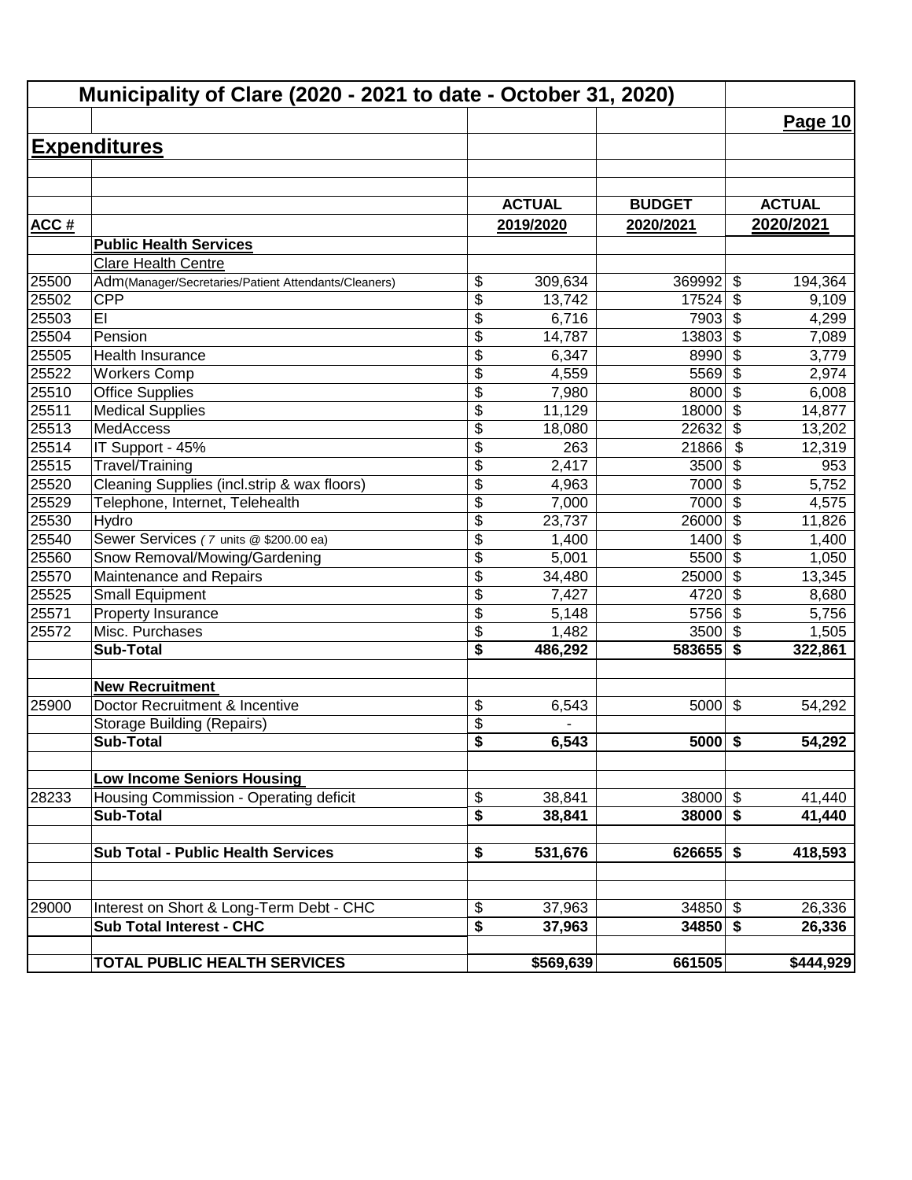# Municipality of Clare (2020 - 2021 to date - October 31, 2020)

Page 10

## Expenditures

| ACC # | | ACTUAL 2019/2020 | BUDGET 2020/2021 | ACTUAL 2020/2021 |
|---|---|---|---|---|
| | **Public Health Services** | | | |
| | Clare Health Centre | | | |
| 25500 | Adm(Manager/Secretaries/Patient Attendants/Cleaners) | $ 309,634 | 369992 | $ 194,364 |
| 25502 | CPP | $ 13,742 | 17524 | $ 9,109 |
| 25503 | EI | $ 6,716 | 7903 | $ 4,299 |
| 25504 | Pension | $ 14,787 | 13803 | $ 7,089 |
| 25505 | Health Insurance | $ 6,347 | 8990 | $ 3,779 |
| 25522 | Workers Comp | $ 4,559 | 5569 | $ 2,974 |
| 25510 | Office Supplies | $ 7,980 | 8000 | $ 6,008 |
| 25511 | Medical Supplies | $ 11,129 | 18000 | $ 14,877 |
| 25513 | MedAccess | $ 18,080 | 22632 | $ 13,202 |
| 25514 | IT Support - 45% | $ 263 | 21866 | $ 12,319 |
| 25515 | Travel/Training | $ 2,417 | 3500 | $ 953 |
| 25520 | Cleaning Supplies (incl.strip & wax floors) | $ 4,963 | 7000 | $ 5,752 |
| 25529 | Telephone, Internet, Telehealth | $ 7,000 | 7000 | $ 4,575 |
| 25530 | Hydro | $ 23,737 | 26000 | $ 11,826 |
| 25540 | Sewer Services ( 7 units @ $200.00 ea) | $ 1,400 | 1400 | $ 1,400 |
| 25560 | Snow Removal/Mowing/Gardening | $ 5,001 | 5500 | $ 1,050 |
| 25570 | Maintenance and Repairs | $ 34,480 | 25000 | $ 13,345 |
| 25525 | Small Equipment | $ 7,427 | 4720 | $ 8,680 |
| 25571 | Property Insurance | $ 5,148 | 5756 | $ 5,756 |
| 25572 | Misc. Purchases | $ 1,482 | 3500 | $ 1,505 |
| | **Sub-Total** | **$ 486,292** | **583655** | **$ 322,861** |
| | | | | |
| | **New Recruitment** | | | |
| 25900 | Doctor Recruitment & Incentive | $ 6,543 | 5000 | $ 54,292 |
| | Storage Building (Repairs) | $ - | | |
| | **Sub-Total** | **$ 6,543** | **5000** | **$ 54,292** |
| | | | | |
| | **Low Income Seniors Housing** | | | |
| 28233 | Housing Commission - Operating deficit | $ 38,841 | 38000 | $ 41,440 |
| | **Sub-Total** | **$ 38,841** | **38000** | **$ 41,440** |
| | | | | |
| | **Sub Total - Public Health Services** | **$ 531,676** | **626655** | **$ 418,593** |
| | | | | |
| 29000 | Interest on Short & Long-Term Debt - CHC | $ 37,963 | 34850 | $ 26,336 |
| | **Sub Total Interest - CHC** | **$ 37,963** | **34850** | **$ 26,336** |
| | | | | |
| | **TOTAL PUBLIC HEALTH SERVICES** | **$569,639** | **661505** | **$444,929** |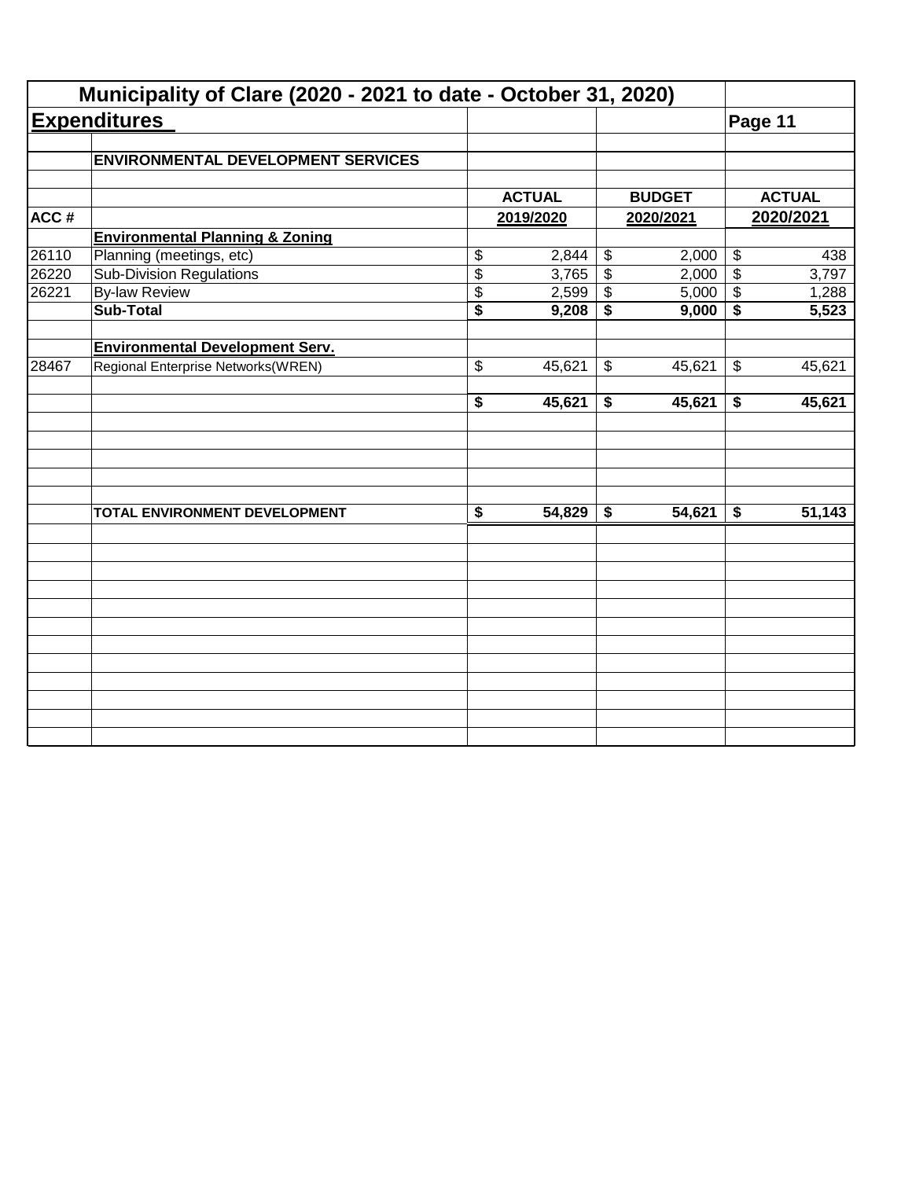# Municipality of Clare (2020 - 2021 to date - October 31, 2020)

## Expenditures

Page 11

| ACC # | ENVIRONMENTAL DEVELOPMENT SERVICES | ACTUAL 2019/2020 | BUDGET 2020/2021 | ACTUAL 2020/2021 |
|---|---|---|---|---|
| | **Environmental Planning & Zoning** | | | |
| 26110 | Planning (meetings, etc) | $ 2,844 | $ 2,000 | $ 438 |
| 26220 | Sub-Division Regulations | $ 3,765 | $ 2,000 | $ 3,797 |
| 26221 | By-law Review | $ 2,599 | $ 5,000 | $ 1,288 |
| | **Sub-Total** | **$ 9,208** | **$ 9,000** | **$ 5,523** |
| | | | | |
| | **Environmental Development Serv.** | | | |
| 28467 | Regional Enterprise Networks(WREN) | $ 45,621 | $ 45,621 | $ 45,621 |
| | | | | |
| | | **$ 45,621** | **$ 45,621** | **$ 45,621** |
| | | | | |
| | **TOTAL ENVIRONMENT DEVELOPMENT** | **$ 54,829** | **$ 54,621** | **$ 51,143** |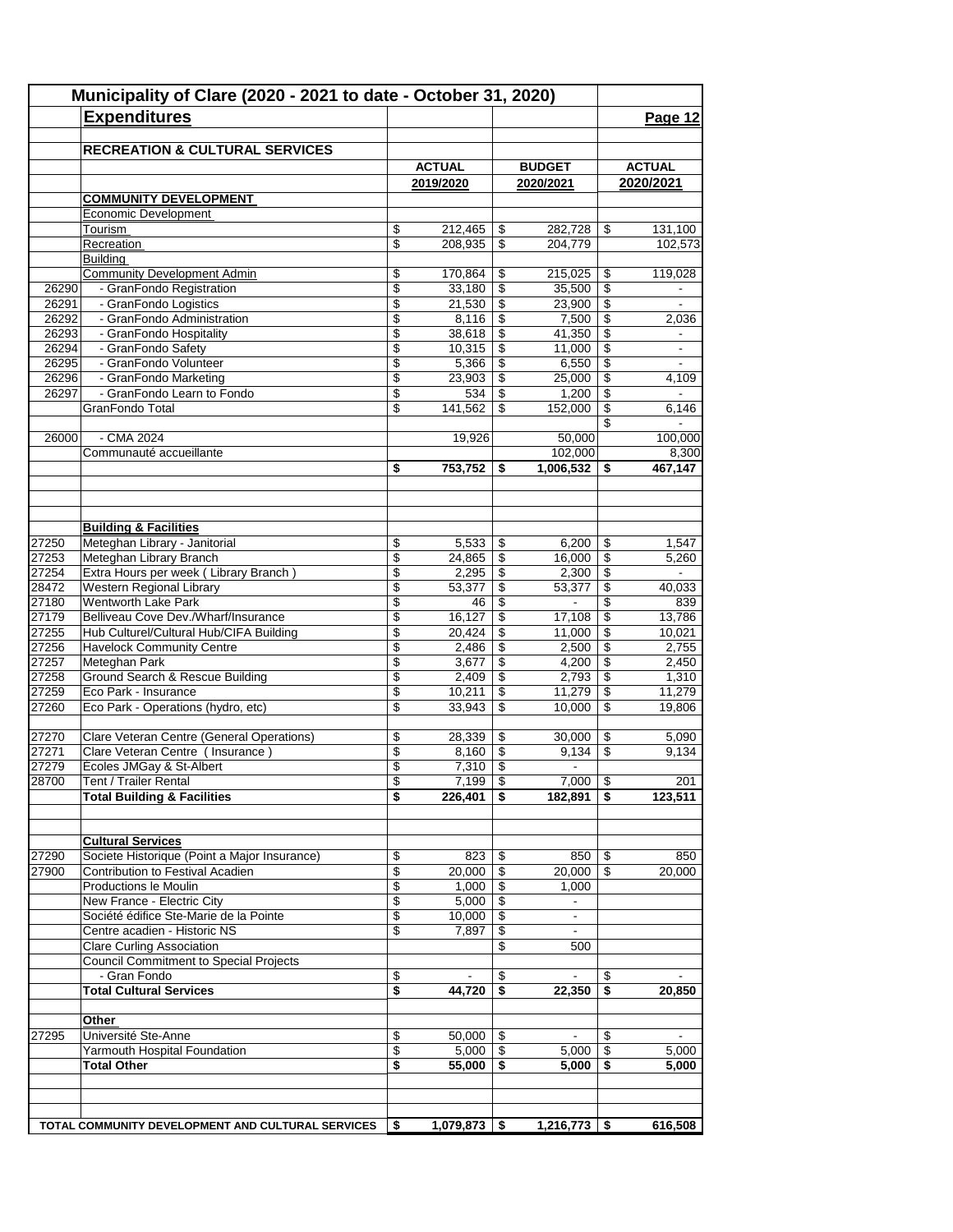# Municipality of Clare (2020 - 2021 to date - October 31, 2020)

## Expenditures

**Page 12**

### RECREATION & CULTURAL SERVICES

| | | ACTUAL 2019/2020 | BUDGET 2020/2021 | ACTUAL 2020/2021 |
|---|---|---|---|---|
| | **COMMUNITY DEVELOPMENT** | | | |
| | Economic Development | | | |
| | Tourism | $ 212,465 | $ 282,728 | $ 131,100 |
| | Recreation | $ 208,935 | $ 204,779 | 102,573 |
| | Building | | | |
| | Community Development Admin | $ 170,864 | $ 215,025 | $ 119,028 |
| 26290 | - GranFondo Registration | $ 33,180 | $ 35,500 | $ - |
| 26291 | - GranFondo Logistics | $ 21,530 | $ 23,900 | $ - |
| 26292 | - GranFondo Administration | $ 8,116 | $ 7,500 | $ 2,036 |
| 26293 | - GranFondo Hospitality | $ 38,618 | $ 41,350 | $ - |
| 26294 | - GranFondo Safety | $ 10,315 | $ 11,000 | $ - |
| 26295 | - GranFondo Volunteer | $ 5,366 | $ 6,550 | $ - |
| 26296 | - GranFondo Marketing | $ 23,903 | $ 25,000 | $ 4,109 |
| 26297 | - GranFondo Learn to Fondo | $ 534 | $ 1,200 | $ - |
| | GranFondo Total | $ 141,562 | $ 152,000 | $ 6,146 |
| | | | | $ - |
| 26000 | - CMA 2024 | 19,926 | 50,000 | 100,000 |
| | Communauté accueillante | | 102,000 | 8,300 |
| | | **$ 753,752** | **$ 1,006,532** | **$ 467,147** |
| | | | | |
| | **Building & Facilities** | | | |
| 27250 | Meteghan Library - Janitorial | $ 5,533 | $ 6,200 | $ 1,547 |
| 27253 | Meteghan Library Branch | $ 24,865 | $ 16,000 | $ 5,260 |
| 27254 | Extra Hours per week ( Library Branch ) | $ 2,295 | $ 2,300 | $ - |
| 28472 | Western Regional Library | $ 53,377 | $ 53,377 | $ 40,033 |
| 27180 | Wentworth Lake Park | $ 46 | $ - | $ 839 |
| 27179 | Belliveau Cove Dev./Wharf/Insurance | $ 16,127 | $ 17,108 | $ 13,786 |
| 27255 | Hub Culturel/Cultural Hub/CIFA Building | $ 20,424 | $ 11,000 | $ 10,021 |
| 27256 | Havelock Community Centre | $ 2,486 | $ 2,500 | $ 2,755 |
| 27257 | Meteghan Park | $ 3,677 | $ 4,200 | $ 2,450 |
| 27258 | Ground Search & Rescue Building | $ 2,409 | $ 2,793 | $ 1,310 |
| 27259 | Eco Park - Insurance | $ 10,211 | $ 11,279 | $ 11,279 |
| 27260 | Eco Park - Operations (hydro, etc) | $ 33,943 | $ 10,000 | $ 19,806 |
| | | | | |
| 27270 | Clare Veteran Centre (General Operations) | $ 28,339 | $ 30,000 | $ 5,090 |
| 27271 | Clare Veteran Centre ( Insurance ) | $ 8,160 | $ 9,134 | $ 9,134 |
| 27279 | Écoles JMGay & St-Albert | $ 7,310 | $ - | |
| 28700 | Tent / Trailer Rental | $ 7,199 | $ 7,000 | $ 201 |
| | **Total Building & Facilities** | **$ 226,401** | **$ 182,891** | **$ 123,511** |
| | | | | |
| | **Cultural Services** | | | |
| 27290 | Societe Historique (Point a Major Insurance) | $ 823 | $ 850 | $ 850 |
| 27900 | Contribution to Festival Acadien | $ 20,000 | $ 20,000 | $ 20,000 |
| | Productions le Moulin | $ 1,000 | $ 1,000 | |
| | New France - Electric City | $ 5,000 | $ - | |
| | Société édifice Ste-Marie de la Pointe | $ 10,000 | $ - | |
| | Centre acadien - Historic NS | $ 7,897 | $ - | |
| | Clare Curling Association | | $ 500 | |
| | Council Commitment to Special Projects | | | |
| | - Gran Fondo | $ - | $ - | $ - |
| | **Total Cultural Services** | **$ 44,720** | **$ 22,350** | **$ 20,850** |
| | | | | |
| | **Other** | | | |
| 27295 | Université Ste-Anne | $ 50,000 | $ - | $ - |
| | Yarmouth Hospital Foundation | $ 5,000 | $ 5,000 | $ 5,000 |
| | **Total Other** | **$ 55,000** | **$ 5,000** | **$ 5,000** |
| | | | | |
| **TOTAL COMMUNITY DEVELOPMENT AND CULTURAL SERVICES** | | **$ 1,079,873** | **$ 1,216,773** | **$ 616,508** |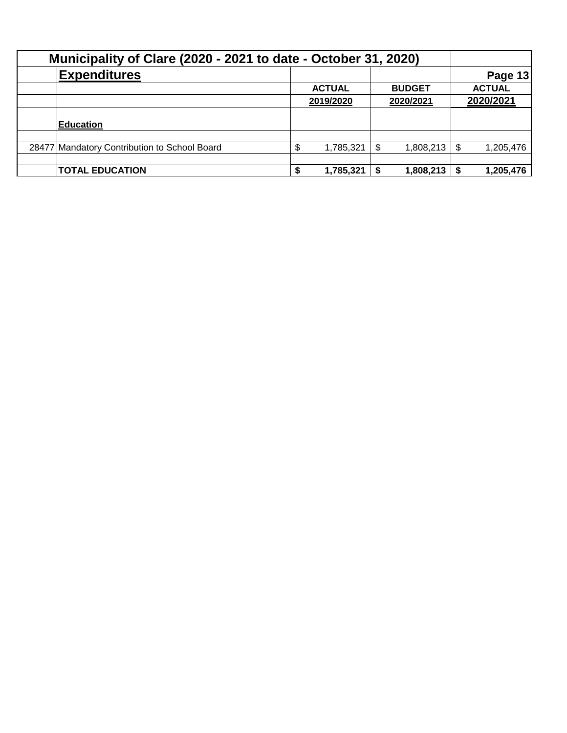# Municipality of Clare (2020 - 2021 to date - October 31, 2020)

## Expenditures

| | | ACTUAL 2019/2020 | BUDGET 2020/2021 | ACTUAL 2020/2021 |
|---|---|---|---|---|
| | **Education** | | | |
| 28477 | Mandatory Contribution to School Board | $ 1,785,321 | $ 1,808,213 | $ 1,205,476 |
| | **TOTAL EDUCATION** | **$ 1,785,321** | **$ 1,808,213** | **$ 1,205,476** |